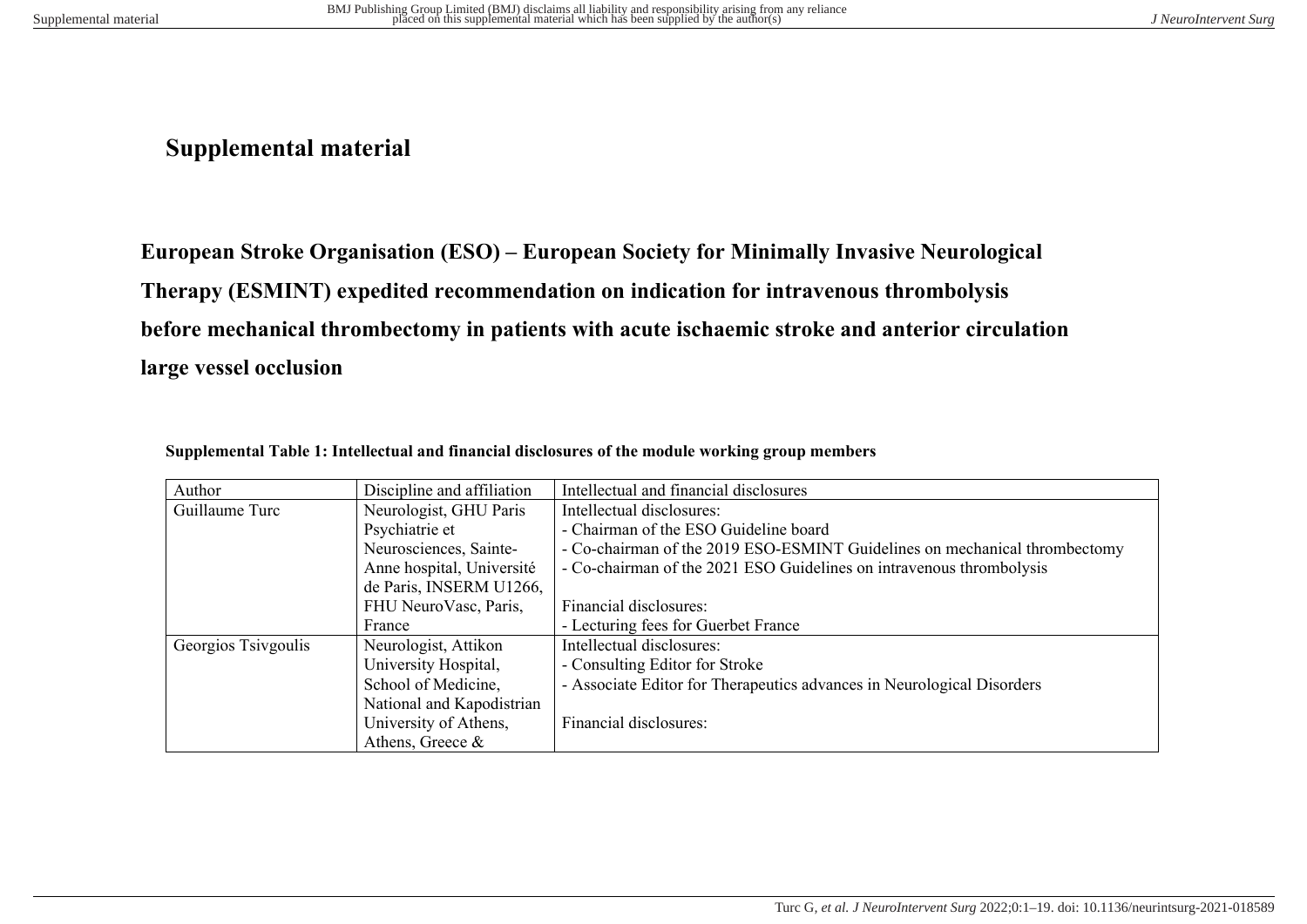# Supplemental material

## European Stroke Organisation (ESO) – European Society for Minimally Invasive Neurological Therapy (ESMINT) expedited recommendation on indication for intravenous thrombolysis before mechanical thrombectomy in patients with acute ischaemic stroke and anterior circulation large vessel occlusion

**Supplemental Table 1: Intellectual and financial disclosures of the module working group members**

| Author | Discipline and affiliation | Intellectual and financial disclosures |
|---|---|---|
| Guillaume Turc | Neurologist, GHU Paris Psychiatrie et Neurosciences, Sainte-Anne hospital, Université de Paris, INSERM U1266, FHU NeuroVasc, Paris, France | Intellectual disclosures:<br>- Chairman of the ESO Guideline board<br>- Co-chairman of the 2019 ESO-ESMINT Guidelines on mechanical thrombectomy<br>- Co-chairman of the 2021 ESO Guidelines on intravenous thrombolysis<br><br>Financial disclosures:<br>- Lecturing fees for Guerbet France |
| Georgios Tsivgoulis | Neurologist, Attikon University Hospital, School of Medicine, National and Kapodistrian University of Athens, Athens, Greece & | Intellectual disclosures:<br>- Consulting Editor for Stroke<br>- Associate Editor for Therapeutics advances in Neurological Disorders<br><br>Financial disclosures: |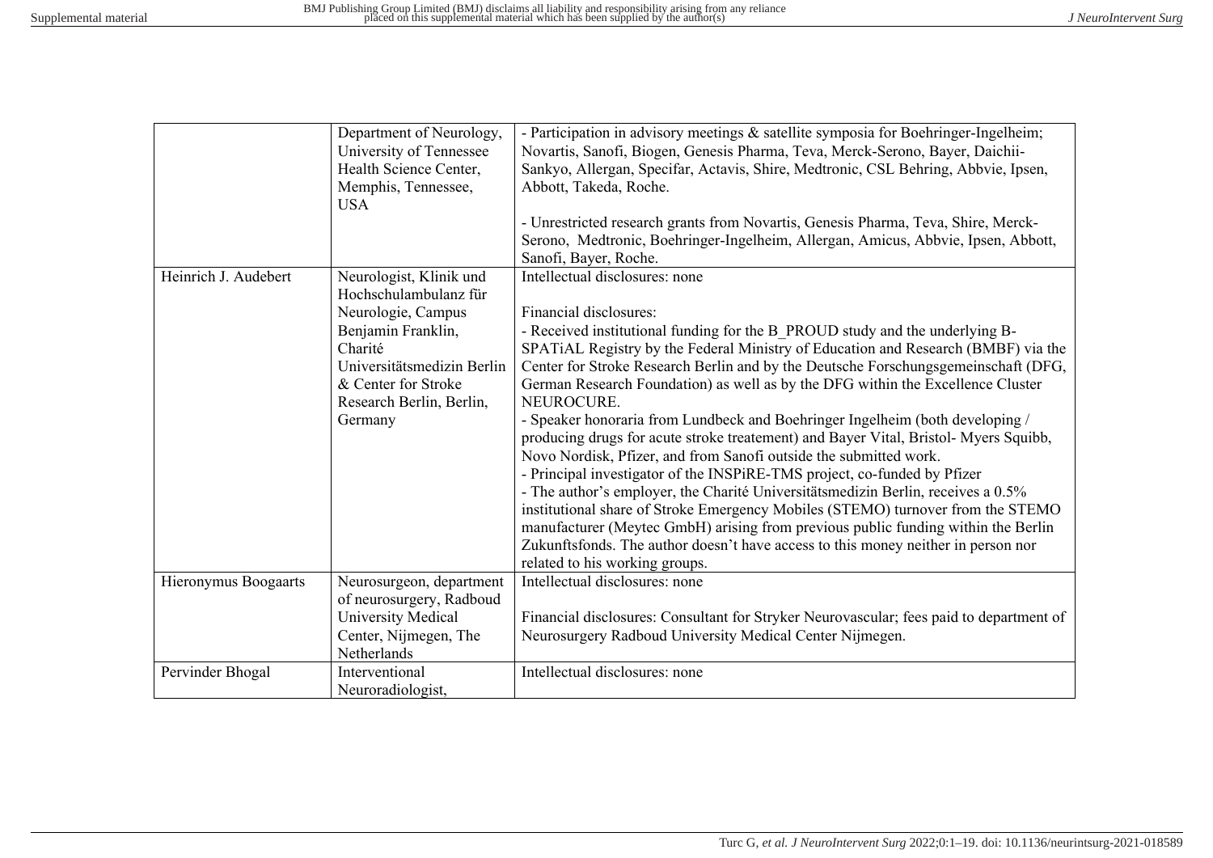| | | |
|---|---|---|
| | Department of Neurology, University of Tennessee Health Science Center, Memphis, Tennessee, USA | - Participation in advisory meetings & satellite symposia for Boehringer-Ingelheim; Novartis, Sanofi, Biogen, Genesis Pharma, Teva, Merck-Serono, Bayer, Daichii-Sankyo, Allergan, Specifar, Actavis, Shire, Medtronic, CSL Behring, Abbvie, Ipsen, Abbott, Takeda, Roche.<br><br>- Unrestricted research grants from Novartis, Genesis Pharma, Teva, Shire, Merck-Serono, Medtronic, Boehringer-Ingelheim, Allergan, Amicus, Abbvie, Ipsen, Abbott, Sanofi, Bayer, Roche. |
| Heinrich J. Audebert | Neurologist, Klinik und Hochschulambulanz für Neurologie, Campus Benjamin Franklin, Charité Universitätsmedizin Berlin & Center for Stroke Research Berlin, Berlin, Germany | Intellectual disclosures: none<br><br>Financial disclosures:<br>- Received institutional funding for the B_PROUD study and the underlying B-SPATiAL Registry by the Federal Ministry of Education and Research (BMBF) via the Center for Stroke Research Berlin and by the Deutsche Forschungsgemeinschaft (DFG, German Research Foundation) as well as by the DFG within the Excellence Cluster NEUROCURE.<br>- Speaker honoraria from Lundbeck and Boehringer Ingelheim (both developing / producing drugs for acute stroke treatement) and Bayer Vital, Bristol- Myers Squibb, Novo Nordisk, Pfizer, and from Sanofi outside the submitted work.<br>- Principal investigator of the INSPiRE-TMS project, co-funded by Pfizer<br>- The author's employer, the Charité Universitätsmedizin Berlin, receives a 0.5% institutional share of Stroke Emergency Mobiles (STEMO) turnover from the STEMO manufacturer (Meytec GmbH) arising from previous public funding within the Berlin Zukunftsfonds. The author doesn't have access to this money neither in person nor related to his working groups. |
| Hieronymus Boogaarts | Neurosurgeon, department of neurosurgery, Radboud University Medical Center, Nijmegen, The Netherlands | Intellectual disclosures: none<br><br>Financial disclosures: Consultant for Stryker Neurovascular; fees paid to department of Neurosurgery Radboud University Medical Center Nijmegen. |
| Pervinder Bhogal | Interventional Neuroradiologist, | Intellectual disclosures: none |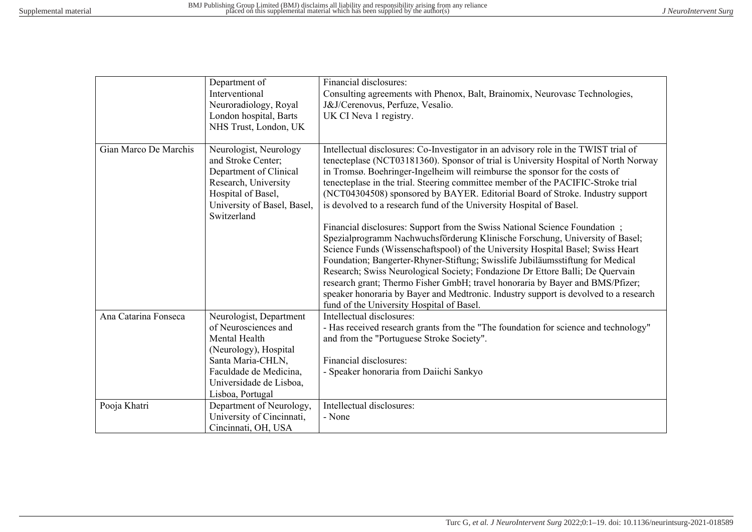| | | |
|---|---|---|
| | Department of Interventional Neuroradiology, Royal London hospital, Barts NHS Trust, London, UK | Financial disclosures:<br>Consulting agreements with Phenox, Balt, Brainomix, Neurovasc Technologies, J&J/Cerenovus, Perfuze, Vesalio.<br>UK CI Neva 1 registry. |
| Gian Marco De Marchis | Neurologist, Neurology and Stroke Center; Department of Clinical Research, University Hospital of Basel, University of Basel, Basel, Switzerland | Intellectual disclosures: Co-Investigator in an advisory role in the TWIST trial of tenecteplase (NCT03181360). Sponsor of trial is University Hospital of North Norway in Tromsø. Boehringer-Ingelheim will reimburse the sponsor for the costs of tenecteplase in the trial. Steering committee member of the PACIFIC-Stroke trial (NCT04304508) sponsored by BAYER. Editorial Board of Stroke. Industry support is devolved to a research fund of the University Hospital of Basel.<br><br>Financial disclosures: Support from the Swiss National Science Foundation ; Spezialprogramm Nachwuchsförderung Klinische Forschung, University of Basel; Science Funds (Wissenschaftspool) of the University Hospital Basel; Swiss Heart Foundation; Bangerter-Rhyner-Stiftung; Swisslife Jubiläumsstiftung for Medical Research; Swiss Neurological Society; Fondazione Dr Ettore Balli; De Quervain research grant; Thermo Fisher GmbH; travel honoraria by Bayer and BMS/Pfizer; speaker honoraria by Bayer and Medtronic. Industry support is devolved to a research fund of the University Hospital of Basel. |
| Ana Catarina Fonseca | Neurologist, Department of Neurosciences and Mental Health (Neurology), Hospital Santa Maria-CHLN, Faculdade de Medicina, Universidade de Lisboa, Lisboa, Portugal | Intellectual disclosures:<br>- Has received research grants from the "The foundation for science and technology" and from the "Portuguese Stroke Society".<br><br>Financial disclosures:<br>- Speaker honoraria from Daiichi Sankyo |
| Pooja Khatri | Department of Neurology, University of Cincinnati, Cincinnati, OH, USA | Intellectual disclosures:<br>- None |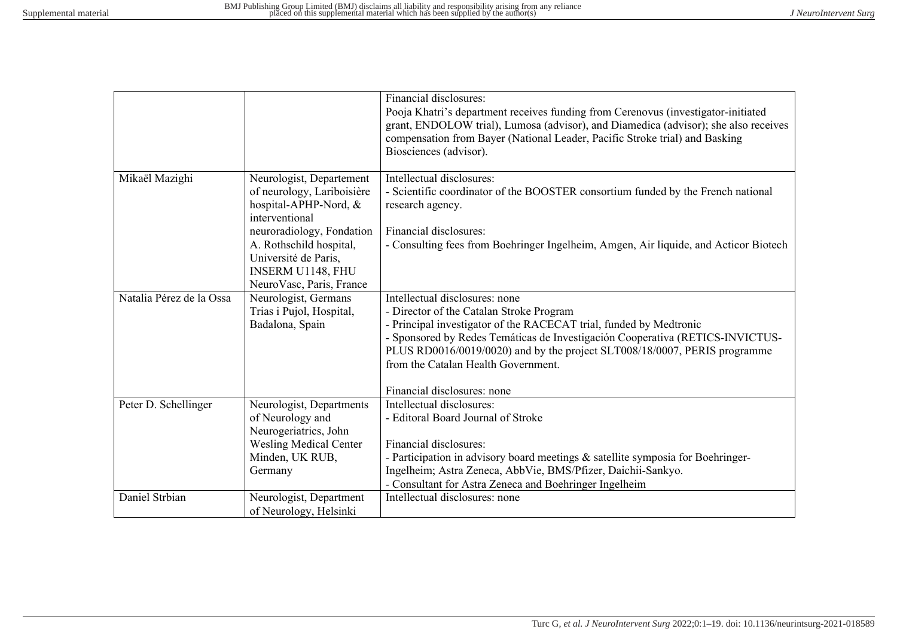| | | |
|---|---|---|
| | | Financial disclosures:<br>Pooja Khatri's department receives funding from Cerenovus (investigator-initiated grant, ENDOLOW trial), Lumosa (advisor), and Diamedica (advisor); she also receives compensation from Bayer (National Leader, Pacific Stroke trial) and Basking Biosciences (advisor). |
| Mikaël Mazighi | Neurologist, Departement of neurology, Lariboisière hospital-APHP-Nord, & interventional neuroradiology, Fondation A. Rothschild hospital, Université de Paris, INSERM U1148, FHU NeuroVasc, Paris, France | Intellectual disclosures:<br>- Scientific coordinator of the BOOSTER consortium funded by the French national research agency.<br><br>Financial disclosures:<br>- Consulting fees from Boehringer Ingelheim, Amgen, Air liquide, and Acticor Biotech |
| Natalia Pérez de la Ossa | Neurologist, Germans Trias i Pujol, Hospital, Badalona, Spain | Intellectual disclosures: none<br>- Director of the Catalan Stroke Program<br>- Principal investigator of the RACECAT trial, funded by Medtronic<br>- Sponsored by Redes Temáticas de Investigación Cooperativa (RETICS-INVICTUS-PLUS RD0016/0019/0020) and by the project SLT008/18/0007, PERIS programme from the Catalan Health Government.<br><br>Financial disclosures: none |
| Peter D. Schellinger | Neurologist, Departments of Neurology and Neurogeriatrics, John Wesling Medical Center Minden, UK RUB, Germany | Intellectual disclosures:<br>- Editoral Board Journal of Stroke<br><br>Financial disclosures:<br>- Participation in advisory board meetings & satellite symposia for Boehringer-Ingelheim; Astra Zeneca, AbbVie, BMS/Pfizer, Daichii-Sankyo.<br>- Consultant for Astra Zeneca and Boehringer Ingelheim |
| Daniel Strbian | Neurologist, Department of Neurology, Helsinki | Intellectual disclosures: none |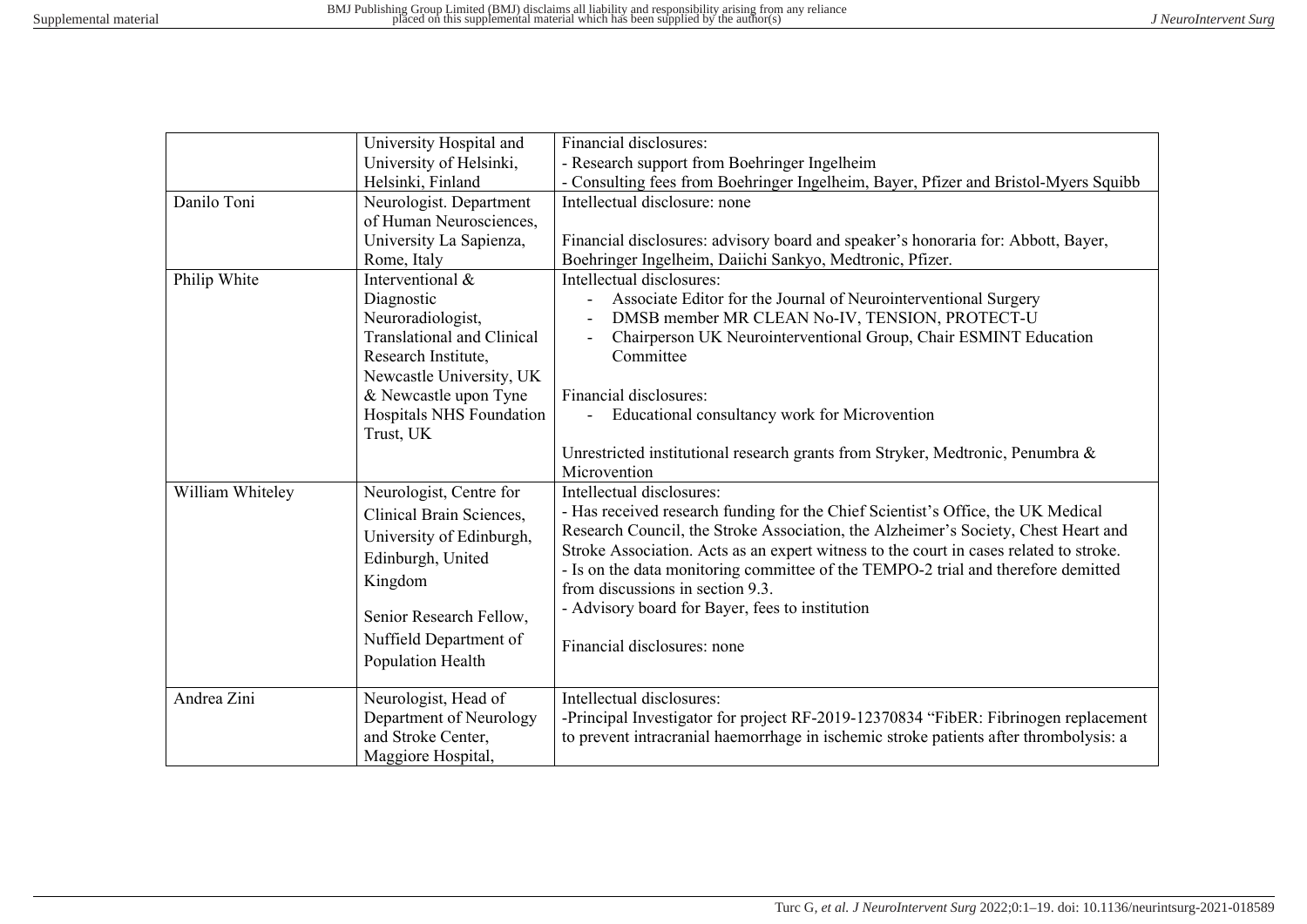| | | |
|---|---|---|
| | University Hospital and University of Helsinki, Helsinki, Finland | Financial disclosures:<br>- Research support from Boehringer Ingelheim<br>- Consulting fees from Boehringer Ingelheim, Bayer, Pfizer and Bristol-Myers Squibb |
| Danilo Toni | Neurologist. Department of Human Neurosciences, University La Sapienza, Rome, Italy | Intellectual disclosure: none<br><br>Financial disclosures: advisory board and speaker's honoraria for: Abbott, Bayer, Boehringer Ingelheim, Daiichi Sankyo, Medtronic, Pfizer. |
| Philip White | Interventional & Diagnostic Neuroradiologist, Translational and Clinical Research Institute, Newcastle University, UK & Newcastle upon Tyne Hospitals NHS Foundation Trust, UK | Intellectual disclosures:<br>- Associate Editor for the Journal of Neurointerventional Surgery<br>- DMSB member MR CLEAN No-IV, TENSION, PROTECT-U<br>- Chairperson UK Neurointerventional Group, Chair ESMINT Education Committee<br><br>Financial disclosures:<br>- Educational consultancy work for Microvention<br><br>Unrestricted institutional research grants from Stryker, Medtronic, Penumbra & Microvention |
| William Whiteley | Neurologist, Centre for Clinical Brain Sciences, University of Edinburgh, Edinburgh, United Kingdom<br><br>Senior Research Fellow, Nuffield Department of Population Health | Intellectual disclosures:<br>- Has received research funding for the Chief Scientist's Office, the UK Medical Research Council, the Stroke Association, the Alzheimer's Society, Chest Heart and Stroke Association. Acts as an expert witness to the court in cases related to stroke.<br>- Is on the data monitoring committee of the TEMPO-2 trial and therefore demitted from discussions in section 9.3.<br>- Advisory board for Bayer, fees to institution<br><br>Financial disclosures: none |
| Andrea Zini | Neurologist, Head of Department of Neurology and Stroke Center, Maggiore Hospital, | Intellectual disclosures:<br>-Principal Investigator for project RF-2019-12370834 "FibER: Fibrinogen replacement to prevent intracranial haemorrhage in ischemic stroke patients after thrombolysis: a |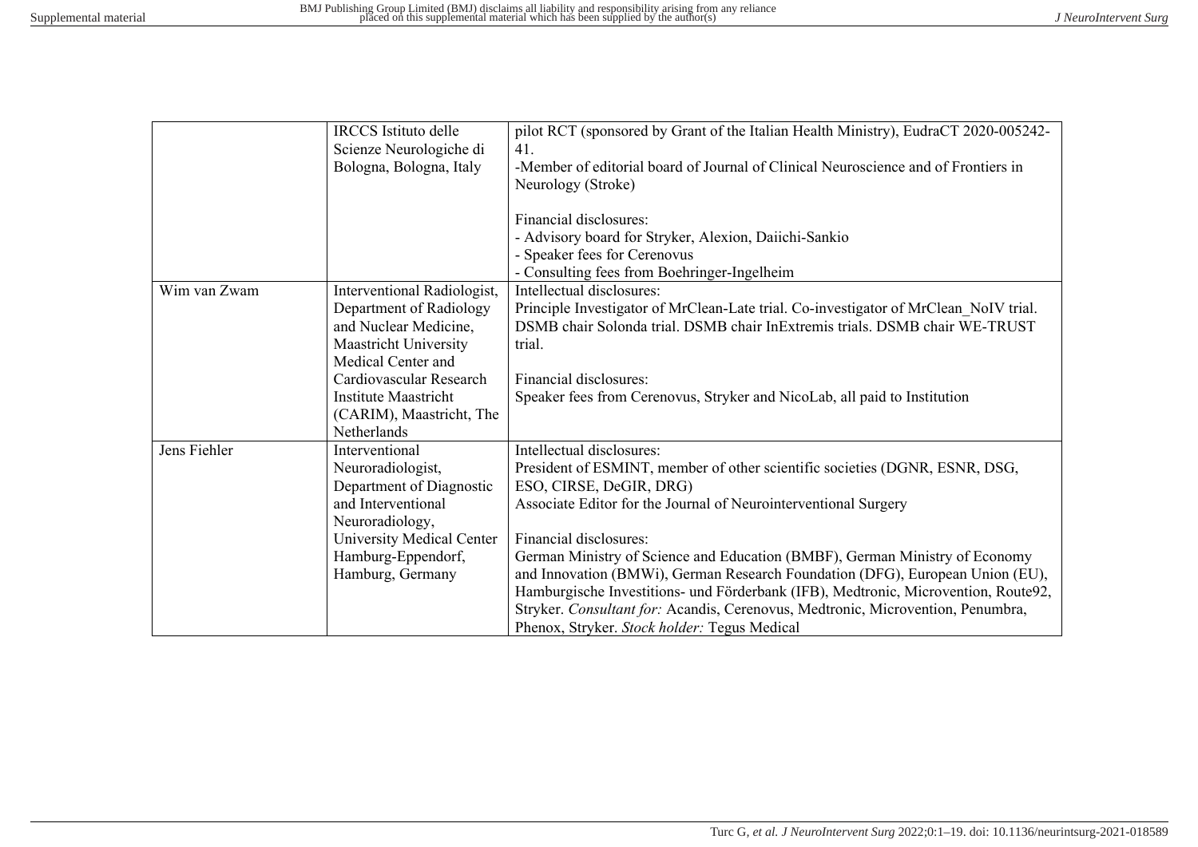| | | |
|---|---|---|
| | IRCCS Istituto delle Scienze Neurologiche di Bologna, Bologna, Italy | pilot RCT (sponsored by Grant of the Italian Health Ministry), EudraCT 2020-005242-41.<br>-Member of editorial board of Journal of Clinical Neuroscience and of Frontiers in Neurology (Stroke)<br><br>Financial disclosures:<br>- Advisory board for Stryker, Alexion, Daiichi-Sankio<br>- Speaker fees for Cerenovus<br>- Consulting fees from Boehringer-Ingelheim |
| Wim van Zwam | Interventional Radiologist, Department of Radiology and Nuclear Medicine, Maastricht University Medical Center and Cardiovascular Research Institute Maastricht (CARIM), Maastricht, The Netherlands | Intellectual disclosures:<br>Principle Investigator of MrClean-Late trial. Co-investigator of MrClean_NoIV trial. DSMB chair Solonda trial. DSMB chair InExtremis trials. DSMB chair WE-TRUST trial.<br><br>Financial disclosures:<br>Speaker fees from Cerenovus, Stryker and NicoLab, all paid to Institution |
| Jens Fiehler | Interventional Neuroradiologist, Department of Diagnostic and Interventional Neuroradiology, University Medical Center Hamburg-Eppendorf, Hamburg, Germany | Intellectual disclosures:<br>President of ESMINT, member of other scientific societies (DGNR, ESNR, DSG, ESO, CIRSE, DeGIR, DRG)<br>Associate Editor for the Journal of Neurointerventional Surgery<br><br>Financial disclosures:<br>German Ministry of Science and Education (BMBF), German Ministry of Economy and Innovation (BMWi), German Research Foundation (DFG), European Union (EU), Hamburgische Investitions- und Förderbank (IFB), Medtronic, Microvention, Route92, Stryker. *Consultant for:* Acandis, Cerenovus, Medtronic, Microvention, Penumbra, Phenox, Stryker. *Stock holder:* Tegus Medical |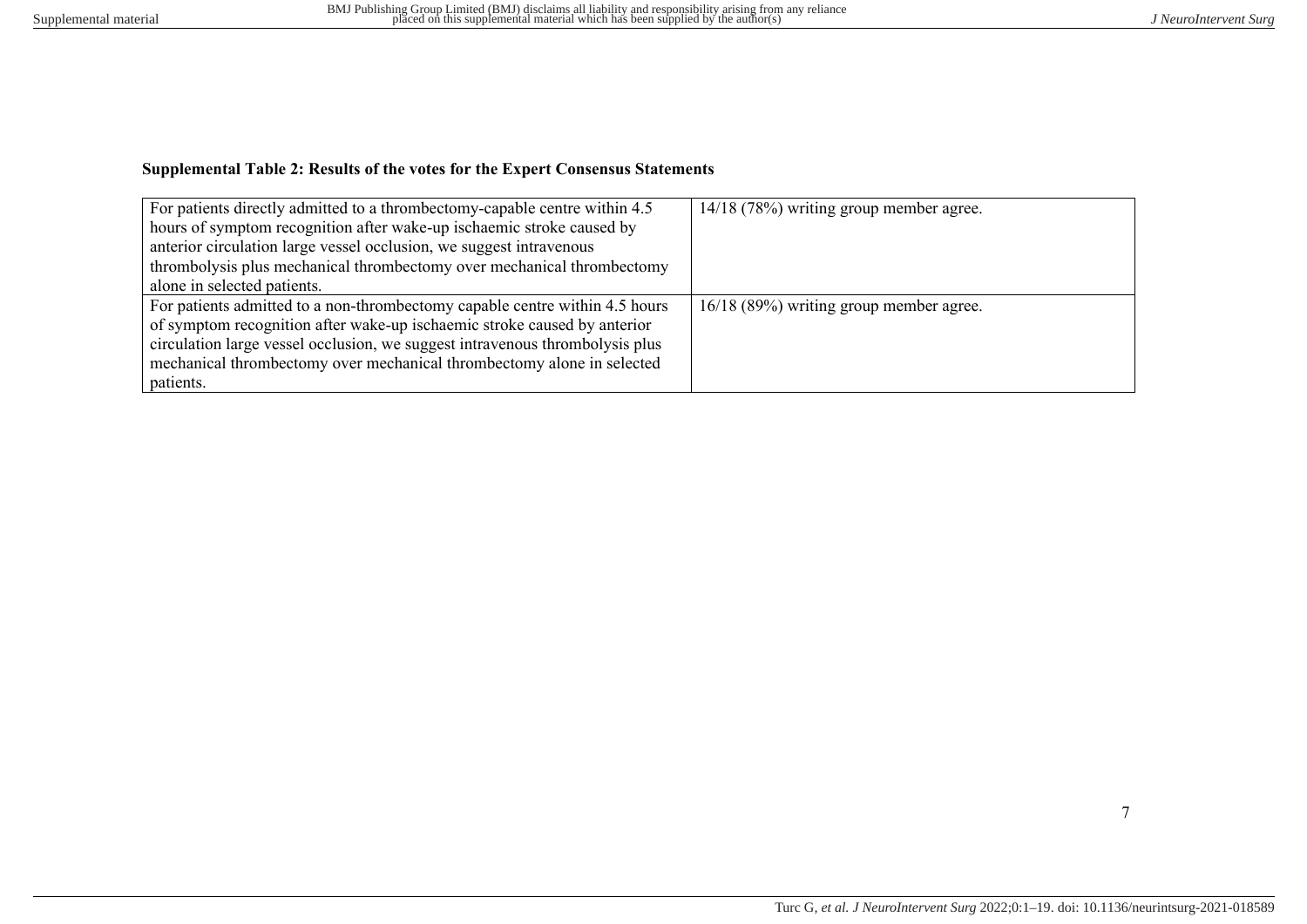**Supplemental Table 2: Results of the votes for the Expert Consensus Statements**

| | |
|---|---|
| For patients directly admitted to a thrombectomy-capable centre within 4.5 hours of symptom recognition after wake-up ischaemic stroke caused by anterior circulation large vessel occlusion, we suggest intravenous thrombolysis plus mechanical thrombectomy over mechanical thrombectomy alone in selected patients. | 14/18 (78%) writing group member agree. |
| For patients admitted to a non-thrombectomy capable centre within 4.5 hours of symptom recognition after wake-up ischaemic stroke caused by anterior circulation large vessel occlusion, we suggest intravenous thrombolysis plus mechanical thrombectomy over mechanical thrombectomy alone in selected patients. | 16/18 (89%) writing group member agree. |